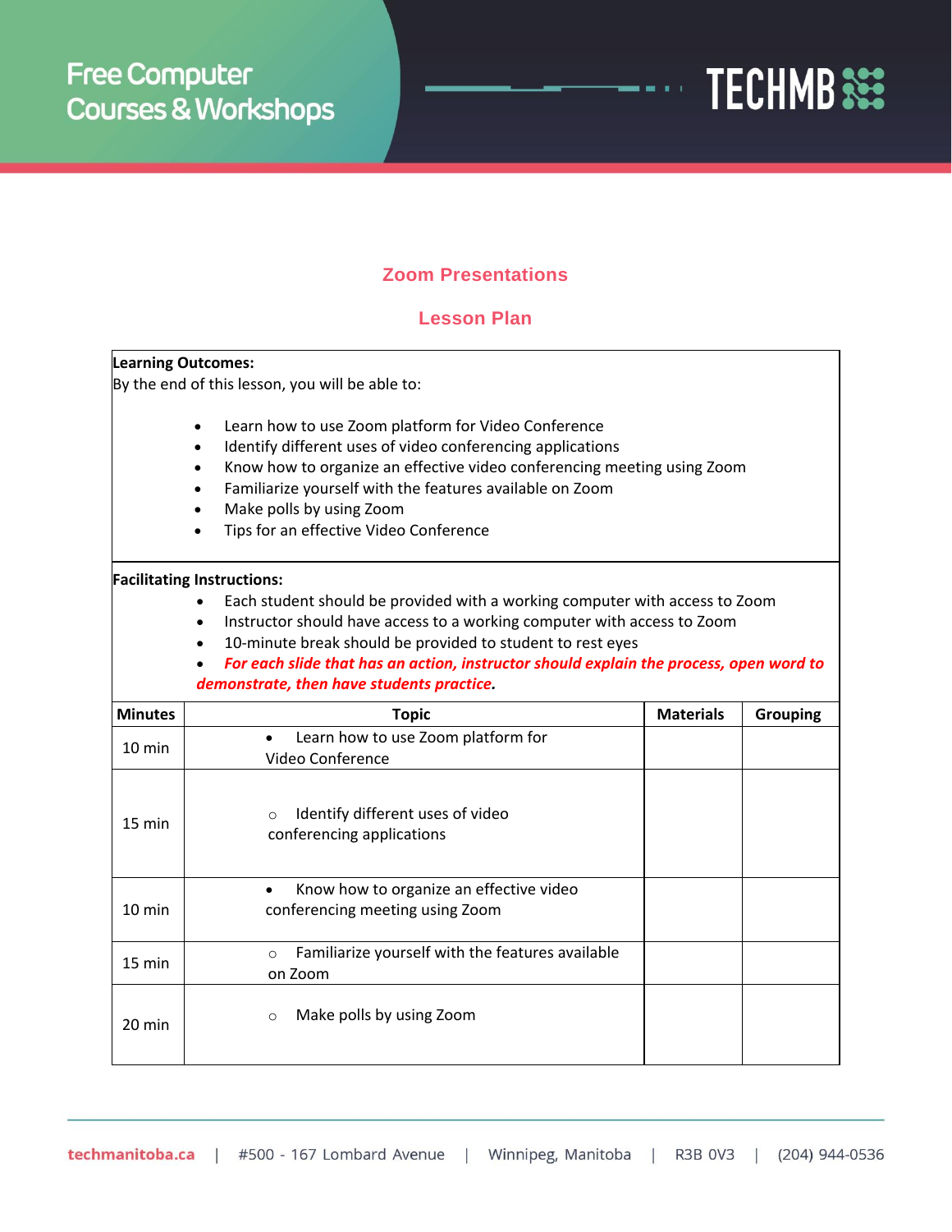# Zoom Presentations

## Lesson Plan

**Learning Outcomes:**

By the end of this lesson, you will be able to:

- Learn how to use Zoom platform for Video Conference
- Identify different uses of video conferencing applications
- Know how to organize an effective video conferencing meeting using Zoom
- Familiarize yourself with the features available on Zoom
- Make polls by using Zoom
- Tips for an effective Video Conference

**Facilitating Instructions:**

- Each student should be provided with a working computer with access to Zoom
- Instructor should have access to a working computer with access to Zoom
- 10-minute break should be provided to student to rest eyes
- ***For each slide that has an action, instructor should explain the process, open word to demonstrate, then have students practice.***

| Minutes | Topic | Materials | Grouping |
|---|---|---|---|
| 10 min | • Learn how to use Zoom platform for Video Conference | | |
| 15 min | ○ Identify different uses of video conferencing applications | | |
| 10 min | • Know how to organize an effective video conferencing meeting using Zoom | | |
| 15 min | ○ Familiarize yourself with the features available on Zoom | | |
| 20 min | ○ Make polls by using Zoom | | |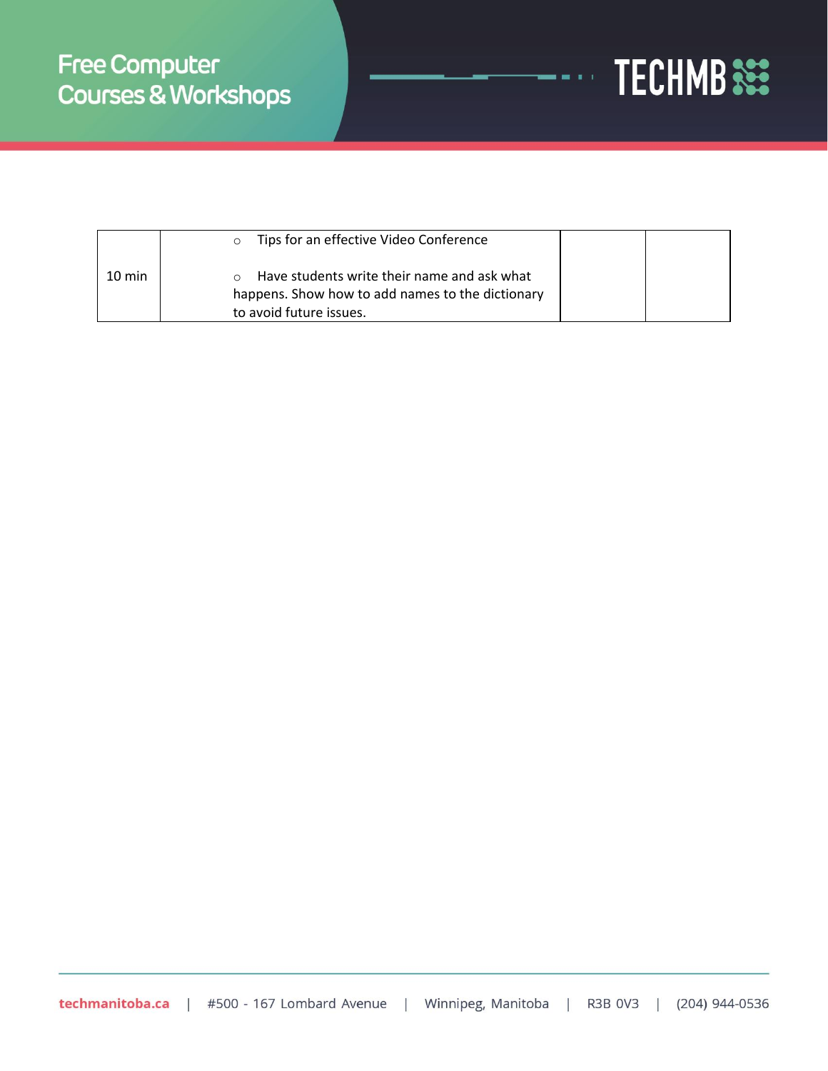| | | | |
|---|---|---|---|
| 10 min | ○ Tips for an effective Video Conference<br><br>○ Have students write their name and ask what happens. Show how to add names to the dictionary to avoid future issues. | | |